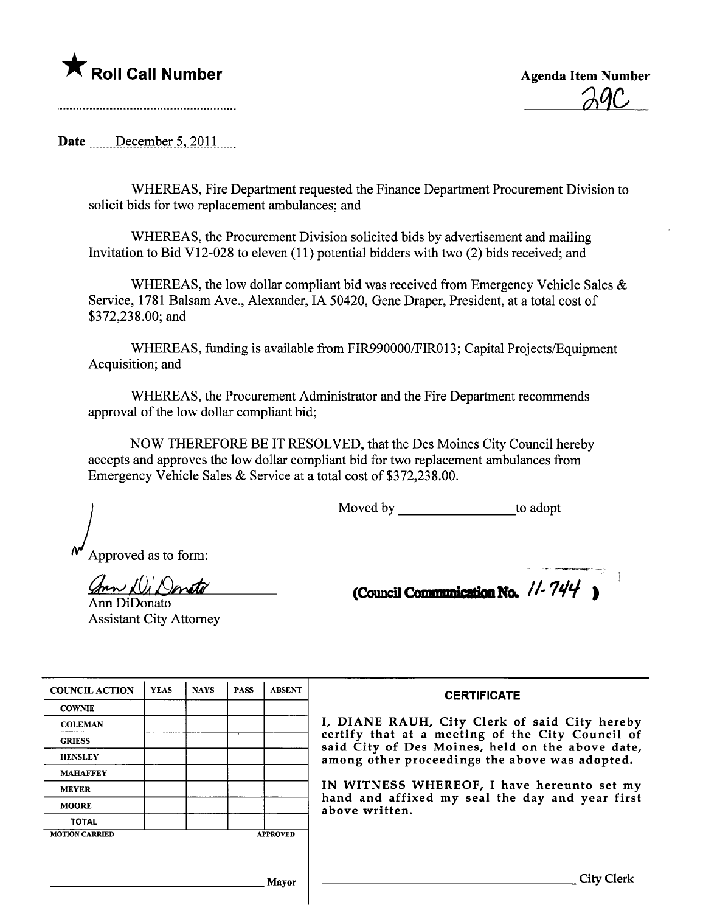★ **Roll Call Number**

**Agenda Item Number**

29C

Date December 5, 2011

WHEREAS, Fire Department requested the Finance Department Procurement Division to solicit bids for two replacement ambulances; and

WHEREAS, the Procurement Division solicited bids by advertisement and mailing Invitation to Bid V12-028 to eleven (11) potential bidders with two (2) bids received; and

WHEREAS, the low dollar compliant bid was received from Emergency Vehicle Sales & Service, 1781 Balsam Ave., Alexander, IA 50420, Gene Draper, President, at a total cost of $372,238.00; and

WHEREAS, funding is available from FIR990000/FIR013; Capital Projects/Equipment Acquisition; and

WHEREAS, the Procurement Administrator and the Fire Department recommends approval of the low dollar compliant bid;

NOW THEREFORE BE IT RESOLVED, that the Des Moines City Council hereby accepts and approves the low dollar compliant bid for two replacement ambulances from Emergency Vehicle Sales & Service at a total cost of $372,238.00.

Moved by ________________ to adopt

Approved as to form:

Ann DiDonato
Ann DiDonato
Assistant City Attorney

**(Council Communication No. 11-744)**

| COUNCIL ACTION | YEAS | NAYS | PASS | ABSENT |
|---|---|---|---|---|
| COWNIE | | | | |
| COLEMAN | | | | |
| GRIESS | | | | |
| HENSLEY | | | | |
| MAHAFFEY | | | | |
| MEYER | | | | |
| MOORE | | | | |
| TOTAL | | | | |
| MOTION CARRIED | | | | APPROVED |

________________________ Mayor

**CERTIFICATE**

I, DIANE RAUH, City Clerk of said City hereby certify that at a meeting of the City Council of said City of Des Moines, held on the above date, among other proceedings the above was adopted.

IN WITNESS WHEREOF, I have hereunto set my hand and affixed my seal the day and year first above written.

________________________ City Clerk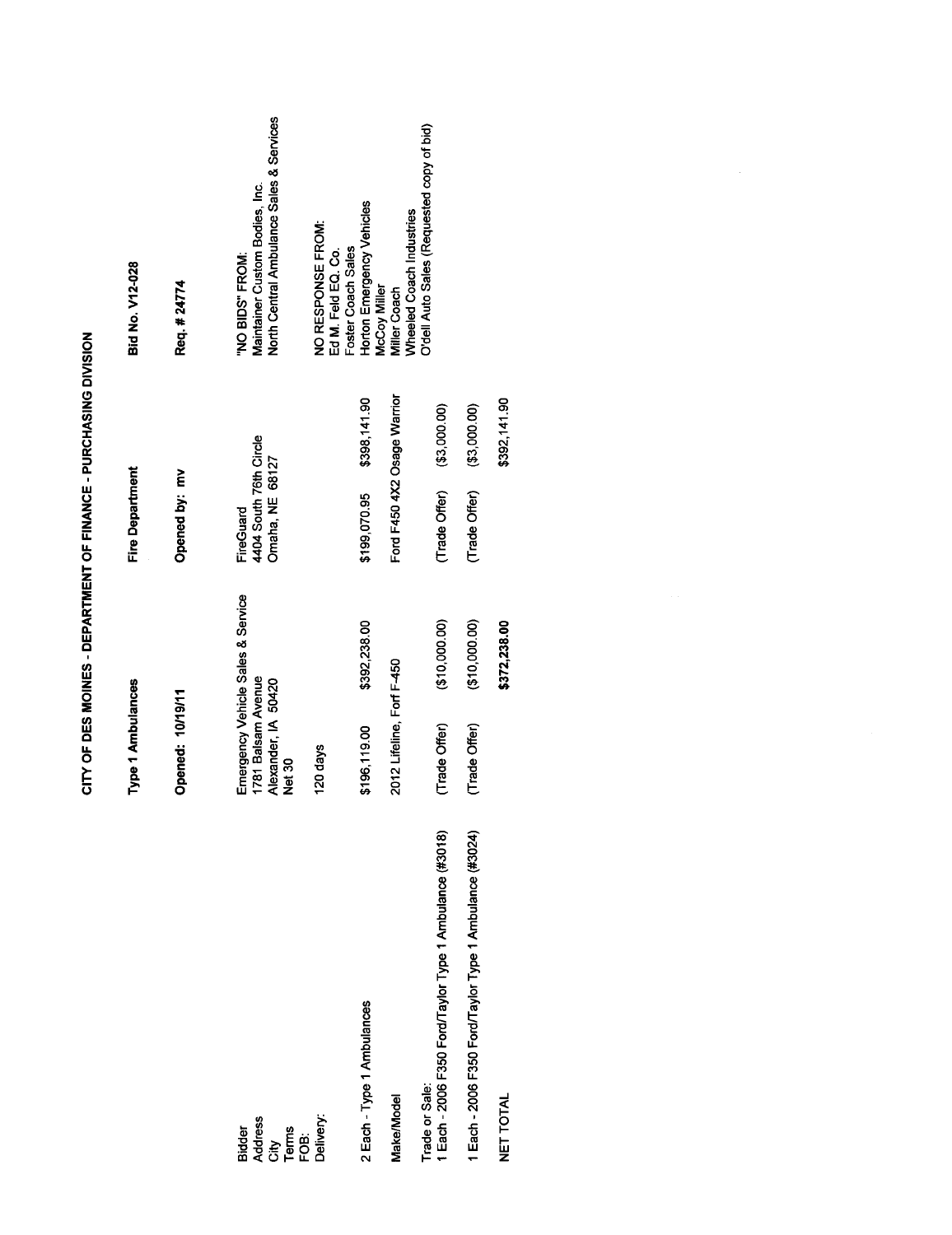# CITY OF DES MOINES - DEPARTMENT OF FINANCE - PURCHASING DIVISION

| Type 1 Ambulances | Fire Department | Bid No. V12-028 |
|---|---|---|
| Opened: 10/19/11 | Opened by: mv | Req. # 24774 |

| | | | | |
|---|---|---|---|---|
| Bidder<br>Address<br>City<br>Terms<br>FOB: | Emergency Vehicle Sales & Service<br>1781 Balsam Avenue<br>Alexander, IA 50420<br>Net 30 | | FireGuard<br>4404 South 76th Circle<br>Omaha, NE 68127 | |
| Delivery: | 120 days | | | |
| 2 Each - Type 1 Ambulances | $196,119.00 | $392,238.00 | $199,070.95 | $398,141.90 |
| Make/Model | 2012 Lifeline, Forf F-450 | | Ford F450 4X2 Osage Warrior | |
| Trade or Sale:<br>1 Each - 2006 F350 Ford/Taylor Type 1 Ambulance (#3018) | (Trade Offer) | ($10,000.00) | (Trade Offer) | ($3,000.00) |
| 1 Each - 2006 F350 Ford/Taylor Type 1 Ambulance (#3024) | (Trade Offer) | ($10,000.00) | (Trade Offer) | ($3,000.00) |
| NET TOTAL | | $372,238.00 | | $392,141.90 |

"NO BIDS" FROM:
Maintainer Custom Bodies, Inc.
North Central Ambulance Sales & Services

NO RESPONSE FROM:
Ed M. Feld EQ. Co.
Foster Coach Sales
Horton Emergency Vehicles
McCoy Miller
Miller Coach
Wheeled Coach Industries
O'dell Auto Sales (Requested copy of bid)